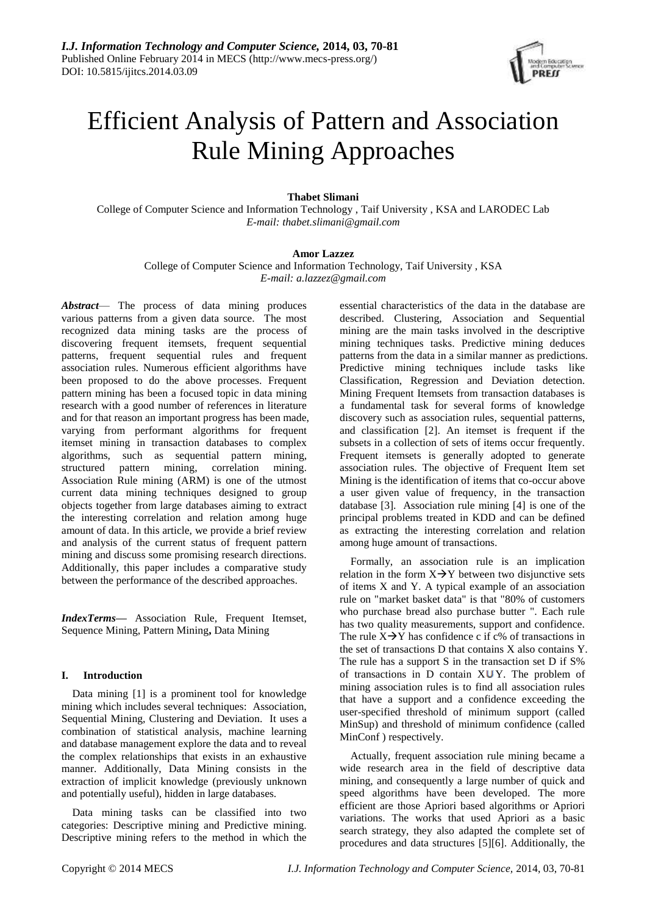# Efficient Analysis of Pattern and Association Rule Mining Approaches

**Thabet Slimani**

College of Computer Science and Information Technology , Taif University , KSA and LARODEC Lab

*E-mail: thabet.slimani@gmail.com*

**Amor Lazzez**

College of Computer Science and Information Technology, Taif University , KSA

*E-mail: a.lazzez@gmail.com*

***Abstract*—** The process of data mining produces various patterns from a given data source. The most recognized data mining tasks are the process of discovering frequent itemsets, frequent sequential patterns, frequent sequential rules and frequent association rules. Numerous efficient algorithms have been proposed to do the above processes. Frequent pattern mining has been a focused topic in data mining research with a good number of references in literature and for that reason an important progress has been made, varying from performant algorithms for frequent itemset mining in transaction databases to complex algorithms, such as sequential pattern mining, structured pattern mining, correlation mining. Association Rule mining (ARM) is one of the utmost current data mining techniques designed to group objects together from large databases aiming to extract the interesting correlation and relation among huge amount of data. In this article, we provide a brief review and analysis of the current status of frequent pattern mining and discuss some promising research directions. Additionally, this paper includes a comparative study between the performance of the described approaches.

***IndexTerms*—** Association Rule, Frequent Itemset, Sequence Mining, Pattern Mining**,** Data Mining

## I. Introduction

Data mining [1] is a prominent tool for knowledge mining which includes several techniques: Association, Sequential Mining, Clustering and Deviation. It uses a combination of statistical analysis, machine learning and database management explore the data and to reveal the complex relationships that exists in an exhaustive manner. Additionally, Data Mining consists in the extraction of implicit knowledge (previously unknown and potentially useful), hidden in large databases.

Data mining tasks can be classified into two categories: Descriptive mining and Predictive mining. Descriptive mining refers to the method in which the essential characteristics of the data in the database are described. Clustering, Association and Sequential mining are the main tasks involved in the descriptive mining techniques tasks. Predictive mining deduces patterns from the data in a similar manner as predictions. Predictive mining techniques include tasks like Classification, Regression and Deviation detection. Mining Frequent Itemsets from transaction databases is a fundamental task for several forms of knowledge discovery such as association rules, sequential patterns, and classification [2]. An itemset is frequent if the subsets in a collection of sets of items occur frequently. Frequent itemsets is generally adopted to generate association rules. The objective of Frequent Item set Mining is the identification of items that co-occur above a user given value of frequency, in the transaction database [3]. Association rule mining [4] is one of the principal problems treated in KDD and can be defined as extracting the interesting correlation and relation among huge amount of transactions.

Formally, an association rule is an implication relation in the form $X \rightarrow Y$ between two disjunctive sets of items X and Y. A typical example of an association rule on "market basket data" is that "80% of customers who purchase bread also purchase butter ". Each rule has two quality measurements, support and confidence. The rule $X \rightarrow Y$ has confidence c if c% of transactions in the set of transactions D that contains X also contains Y. The rule has a support S in the transaction set D if S% of transactions in D contain $X \cup Y$. The problem of mining association rules is to find all association rules that have a support and a confidence exceeding the user-specified threshold of minimum support (called MinSup) and threshold of minimum confidence (called MinConf ) respectively.

Actually, frequent association rule mining became a wide research area in the field of descriptive data mining, and consequently a large number of quick and speed algorithms have been developed. The more efficient are those Apriori based algorithms or Apriori variations. The works that used Apriori as a basic search strategy, they also adapted the complete set of procedures and data structures [5][6]. Additionally, the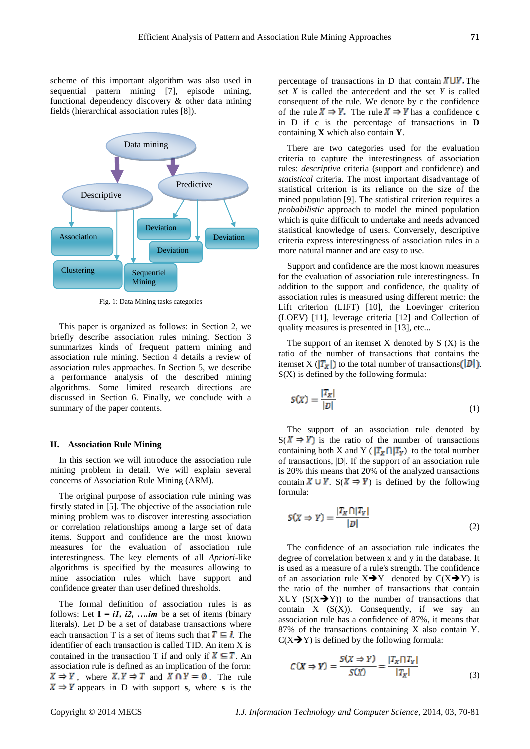scheme of this important algorithm was also used in sequential pattern mining [7], episode mining, functional dependency discovery & other data mining fields (hierarchical association rules [8]).

Fig. 1: Data Mining tasks categories

This paper is organized as follows: in Section 2, we briefly describe association rules mining. Section 3 summarizes kinds of frequent pattern mining and association rule mining. Section 4 details a review of association rules approaches. In Section 5, we describe a performance analysis of the described mining algorithms. Some limited research directions are discussed in Section 6. Finally, we conclude with a summary of the paper contents.

## II. Association Rule Mining

In this section we will introduce the association rule mining problem in detail. We will explain several concerns of Association Rule Mining (ARM).

The original purpose of association rule mining was firstly stated in [5]. The objective of the association rule mining problem was to discover interesting association or correlation relationships among a large set of data items. Support and confidence are the most known measures for the evaluation of association rule interestingness. The key elements of all *Apriori*-like algorithms is specified by the measures allowing to mine association rules which have support and confidence greater than user defined thresholds.

The formal definition of association rules is as follows: Let **I** = ***i1, i2, ….im*** be a set of items (binary literals). Let D be a set of database transactions where each transaction T is a set of items such that $T \subseteq I$. The identifier of each transaction is called TID. An item X is contained in the transaction T if and only if $X \subseteq T$. An association rule is defined as an implication of the form: $X \Rightarrow Y$, where $X, Y \Rightarrow T$ and $X \cap Y = \emptyset$. The rule $X \Rightarrow Y$ appears in D with support **s**, where **s** is the percentage of transactions in D that contain $X \cup Y$. The set *X* is called the antecedent and the set *Y* is called consequent of the rule. We denote by c the confidence of the rule $X \Rightarrow Y$. The rule $X \Rightarrow Y$ has a confidence **c** in D if c is the percentage of transactions in **D** containing **X** which also contain **Y**.

There are two categories used for the evaluation criteria to capture the interestingness of association rules: *descriptive* criteria (support and confidence) and *statistical* criteria. The most important disadvantage of statistical criterion is its reliance on the size of the mined population [9]. The statistical criterion requires a *probabilistic* approach to model the mined population which is quite difficult to undertake and needs advanced statistical knowledge of users. Conversely, descriptive criteria express interestingness of association rules in a more natural manner and are easy to use.

Support and confidence are the most known measures for the evaluation of association rule interestingness. In addition to the support and confidence, the quality of association rules is measured using different metric*:* the Lift criterion (LIFT) [10], the Loevinger criterion (LOEV) [11], leverage criteria [12] and Collection of quality measures is presented in [13], etc...

The support of an itemset X denoted by S (X) is the ratio of the number of transactions that contains the itemset X ($|T_X|$) to the total number of transactions($|D|$). S(X) is defined by the following formula:

$$S(X) = \frac{|T_X|}{|D|} \tag{1}$$

The support of an association rule denoted by S($X \Rightarrow Y$) is the ratio of the number of transactions containing both X and Y ($|T_X \cap T_Y|$) to the total number of transactions, |D|. If the support of an association rule is 20% this means that 20% of the analyzed transactions contain $X \cup Y$. S($X \Rightarrow Y$) is defined by the following formula:

$$S(X \Rightarrow Y) = \frac{|T_X \cap T_Y|}{|D|} \tag{2}$$

The confidence of an association rule indicates the degree of correlation between x and y in the database. It is used as a measure of a rule's strength. The confidence of an association rule X➔Y denoted by C(X➔Y) is the ratio of the number of transactions that contain XUY (S(X➔Y)) to the number of transactions that contain X (S(X)). Consequently, if we say an association rule has a confidence of 87%, it means that 87% of the transactions containing X also contain Y. C(X➔Y) is defined by the following formula:

$$C(X \Rightarrow Y) = \frac{S(X \Rightarrow Y)}{S(X)} = \frac{|T_X \cap T_Y|}{|T_X|} \tag{3}$$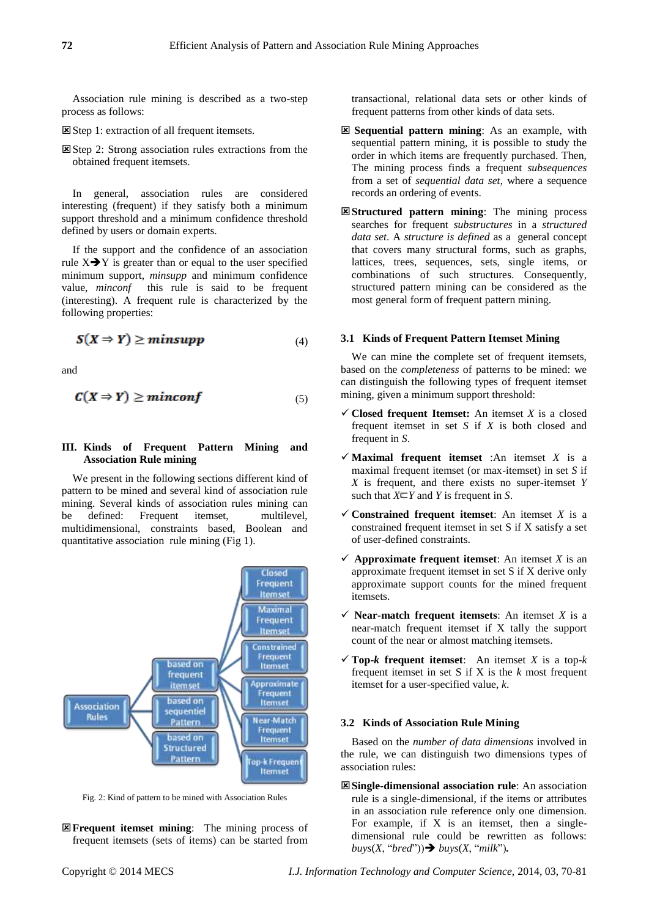Association rule mining is described as a two-step process as follows:

☒ Step 1: extraction of all frequent itemsets.

☒ Step 2: Strong association rules extractions from the obtained frequent itemsets.

In general, association rules are considered interesting (frequent) if they satisfy both a minimum support threshold and a minimum confidence threshold defined by users or domain experts.

If the support and the confidence of an association rule X➔Y is greater than or equal to the user specified minimum support, *minsupp* and minimum confidence value, *minconf* this rule is said to be frequent (interesting). A frequent rule is characterized by the following properties:

$$S(X \Rightarrow Y) \geq minsupp \tag{4}$$

and

$$C(X \Rightarrow Y) \geq minconf \tag{5}$$

## III. Kinds of Frequent Pattern Mining and Association Rule mining

We present in the following sections different kind of pattern to be mined and several kind of association rule mining. Several kinds of association rules mining can be defined: Frequent itemset, multilevel, multidimensional, constraints based, Boolean and quantitative association rule mining (Fig 1).

Association Rules → based on frequent itemset / based on sequentiel Pattern / based on Structured Pattern → Closed Frequent Itemset / Maximal Frequent Itemset / Constrained Frequent Itemset / Approximate Frequent Itemset / Near-Match Frequent Itemset / Top-k Frequent Itemset

Fig. 2: Kind of pattern to be mined with Association Rules

☒ **Frequent itemset mining**: The mining process of frequent itemsets (sets of items) can be started from transactional, relational data sets or other kinds of frequent patterns from other kinds of data sets.

☒ **Sequential pattern mining**: As an example, with sequential pattern mining, it is possible to study the order in which items are frequently purchased. Then, The mining process finds a frequent *subsequences* from a set of *sequential data set*, where a sequence records an ordering of events.

☒ **Structured pattern mining**: The mining process searches for frequent *substructures* in a *structured data set*. A *structure is defined* as a general concept that covers many structural forms, such as graphs, lattices, trees, sequences, sets, single items, or combinations of such structures. Consequently, structured pattern mining can be considered as the most general form of frequent pattern mining.

### 3.1 Kinds of Frequent Pattern Itemset Mining

We can mine the complete set of frequent itemsets, based on the *completeness* of patterns to be mined: we can distinguish the following types of frequent itemset mining, given a minimum support threshold:

✓ **Closed frequent Itemset:** An itemset *X* is a closed frequent itemset in set *S* if *X* is both closed and frequent in *S*.

✓ **Maximal frequent itemset** :An itemset *X* is a maximal frequent itemset (or max-itemset) in set *S* if *X* is frequent, and there exists no super-itemset *Y* such that $X \subset Y$ and *Y* is frequent in *S*.

✓ **Constrained frequent itemset**: An itemset *X* is a constrained frequent itemset in set S if X satisfy a set of user-defined constraints.

✓ **Approximate frequent itemset**: An itemset *X* is an approximate frequent itemset in set S if X derive only approximate support counts for the mined frequent itemsets.

✓ **Near-match frequent itemsets**: An itemset *X* is a near-match frequent itemset if X tally the support count of the near or almost matching itemsets.

✓ **Top-*k* frequent itemset**: An itemset *X* is a top-*k* frequent itemset in set S if X is the *k* most frequent itemset for a user-specified value, *k*.

### 3.2 Kinds of Association Rule Mining

Based on the *number of data dimensions* involved in the rule, we can distinguish two dimensions types of association rules:

☒ **Single-dimensional association rule**: An association rule is a single-dimensional, if the items or attributes in an association rule reference only one dimension. For example, if X is an itemset, then a single-dimensional rule could be rewritten as follows: *buys*(*X*, "*bred*"))➔ *buys*(*X*, "*milk*").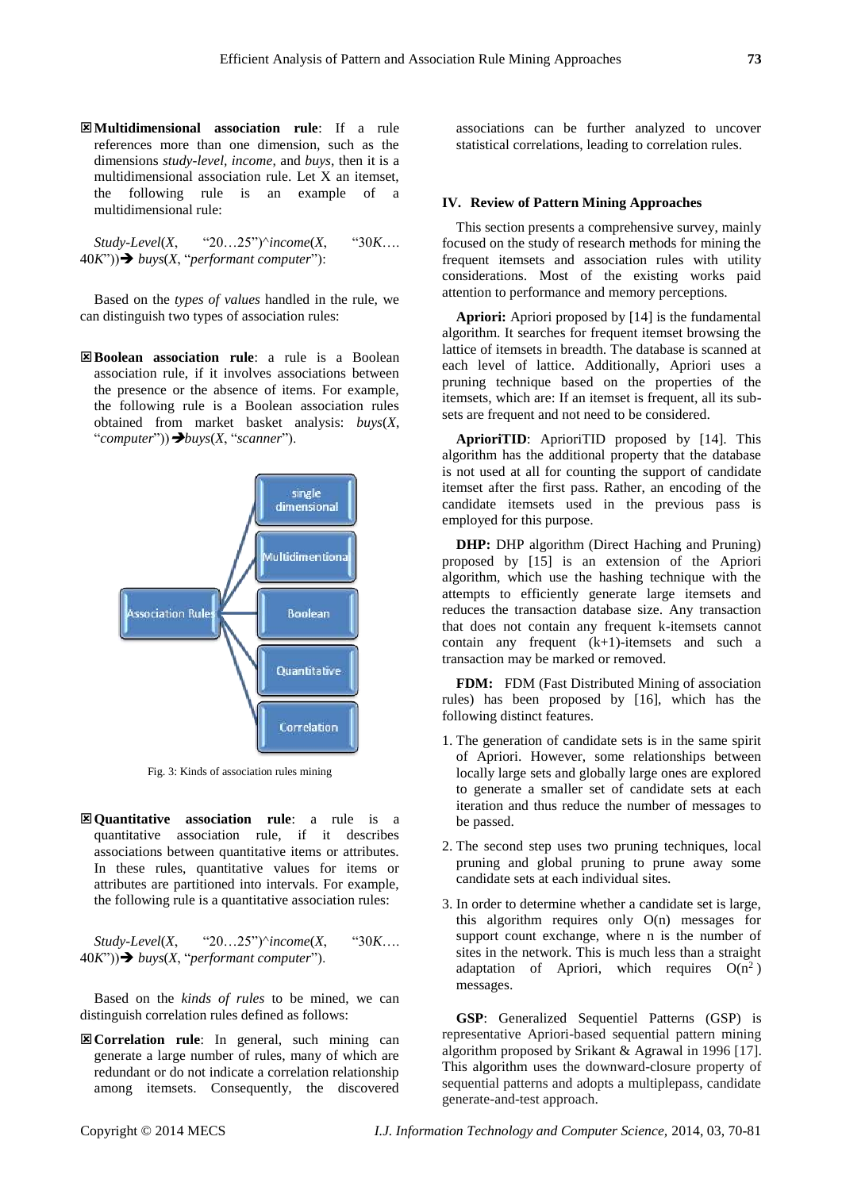- **Multidimensional association rule**: If a rule references more than one dimension, such as the dimensions *study-level, income*, and *buys*, then it is a multidimensional association rule. Let X an itemset, the following rule is an example of a multidimensional rule:

*Study-Level*(*X*, "20…25")^*income*(*X*, "30*K*…. 40*K*"))➔ *buys*(*X*, "*performant computer*"):

Based on the *types of values* handled in the rule, we can distinguish two types of association rules:

- **Boolean association rule**: a rule is a Boolean association rule, if it involves associations between the presence or the absence of items. For example, the following rule is a Boolean association rules obtained from market basket analysis: *buys*(*X*, "*computer*"))➔*buys*(*X*, "*scanner*").

Fig. 3: Kinds of association rules mining

- **Quantitative association rule**: a rule is a quantitative association rule, if it describes associations between quantitative items or attributes. In these rules, quantitative values for items or attributes are partitioned into intervals. For example, the following rule is a quantitative association rules:

*Study-Level*(*X*, "20…25")^*income*(*X*, "30*K*…. 40*K*"))➔ *buys*(*X*, "*performant computer*").

Based on the *kinds of rules* to be mined, we can distinguish correlation rules defined as follows:

- **Correlation rule**: In general, such mining can generate a large number of rules, many of which are redundant or do not indicate a correlation relationship among itemsets. Consequently, the discovered associations can be further analyzed to uncover statistical correlations, leading to correlation rules.

## IV. Review of Pattern Mining Approaches

This section presents a comprehensive survey, mainly focused on the study of research methods for mining the frequent itemsets and association rules with utility considerations. Most of the existing works paid attention to performance and memory perceptions.

**Apriori:** Apriori proposed by [14] is the fundamental algorithm. It searches for frequent itemset browsing the lattice of itemsets in breadth. The database is scanned at each level of lattice. Additionally, Apriori uses a pruning technique based on the properties of the itemsets, which are: If an itemset is frequent, all its sub-sets are frequent and not need to be considered.

**AprioriTID**: AprioriTID proposed by [14]. This algorithm has the additional property that the database is not used at all for counting the support of candidate itemset after the first pass. Rather, an encoding of the candidate itemsets used in the previous pass is employed for this purpose.

**DHP:** DHP algorithm (Direct Haching and Pruning) proposed by [15] is an extension of the Apriori algorithm, which use the hashing technique with the attempts to efficiently generate large itemsets and reduces the transaction database size. Any transaction that does not contain any frequent k-itemsets cannot contain any frequent (k+1)-itemsets and such a transaction may be marked or removed.

**FDM:** FDM (Fast Distributed Mining of association rules) has been proposed by [16], which has the following distinct features.

1. The generation of candidate sets is in the same spirit of Apriori. However, some relationships between locally large sets and globally large ones are explored to generate a smaller set of candidate sets at each iteration and thus reduce the number of messages to be passed.
2. The second step uses two pruning techniques, local pruning and global pruning to prune away some candidate sets at each individual sites.
3. In order to determine whether a candidate set is large, this algorithm requires only O(n) messages for support count exchange, where n is the number of sites in the network. This is much less than a straight adaptation of Apriori, which requires $O(n^2)$ messages.

**GSP**: Generalized Sequentiel Patterns (GSP) is representative Apriori-based sequential pattern mining algorithm proposed by Srikant & Agrawal in 1996 [17]. This algorithm uses the downward-closure property of sequential patterns and adopts a multiplepass, candidate generate-and-test approach.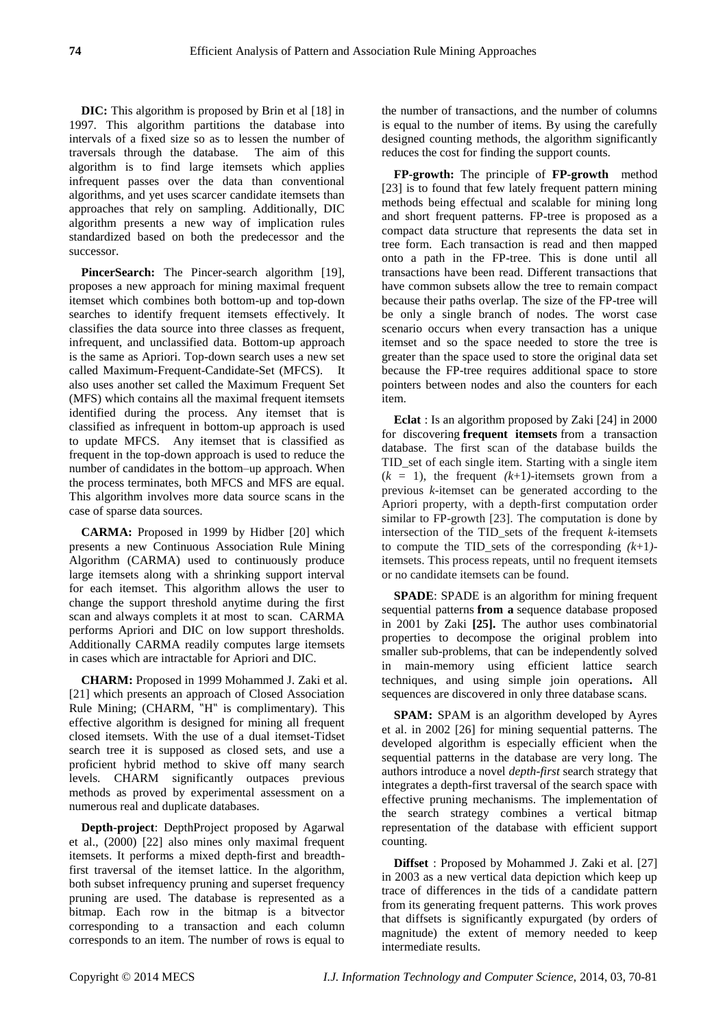**DIC:** This algorithm is proposed by Brin et al [18] in 1997. This algorithm partitions the database into intervals of a fixed size so as to lessen the number of traversals through the database. The aim of this algorithm is to find large itemsets which applies infrequent passes over the data than conventional algorithms, and yet uses scarcer candidate itemsets than approaches that rely on sampling. Additionally, DIC algorithm presents a new way of implication rules standardized based on both the predecessor and the successor.

**PincerSearch:** The Pincer-search algorithm [19], proposes a new approach for mining maximal frequent itemset which combines both bottom-up and top-down searches to identify frequent itemsets effectively. It classifies the data source into three classes as frequent, infrequent, and unclassified data. Bottom-up approach is the same as Apriori. Top-down search uses a new set called Maximum-Frequent-Candidate-Set (MFCS). It also uses another set called the Maximum Frequent Set (MFS) which contains all the maximal frequent itemsets identified during the process. Any itemset that is classified as infrequent in bottom-up approach is used to update MFCS. Any itemset that is classified as frequent in the top-down approach is used to reduce the number of candidates in the bottom–up approach. When the process terminates, both MFCS and MFS are equal. This algorithm involves more data source scans in the case of sparse data sources.

**CARMA:** Proposed in 1999 by Hidber [20] which presents a new Continuous Association Rule Mining Algorithm (CARMA) used to continuously produce large itemsets along with a shrinking support interval for each itemset. This algorithm allows the user to change the support threshold anytime during the first scan and always complets it at most to scan. CARMA performs Apriori and DIC on low support thresholds. Additionally CARMA readily computes large itemsets in cases which are intractable for Apriori and DIC.

**CHARM:** Proposed in 1999 Mohammed J. Zaki et al. [21] which presents an approach of Closed Association Rule Mining; (CHARM, "H" is complimentary). This effective algorithm is designed for mining all frequent closed itemsets. With the use of a dual itemset-Tidset search tree it is supposed as closed sets, and use a proficient hybrid method to skive off many search levels. CHARM significantly outpaces previous methods as proved by experimental assessment on a numerous real and duplicate databases.

**Depth-project**: DepthProject proposed by Agarwal et al., (2000) [22] also mines only maximal frequent itemsets. It performs a mixed depth-first and breadth-first traversal of the itemset lattice. In the algorithm, both subset infrequency pruning and superset frequency pruning are used. The database is represented as a bitmap. Each row in the bitmap is a bitvector corresponding to a transaction and each column corresponds to an item. The number of rows is equal to the number of transactions, and the number of columns is equal to the number of items. By using the carefully designed counting methods, the algorithm significantly reduces the cost for finding the support counts.

**FP-growth:** The principle of **FP-growth** method [23] is to found that few lately frequent pattern mining methods being effectual and scalable for mining long and short frequent patterns. FP-tree is proposed as a compact data structure that represents the data set in tree form. Each transaction is read and then mapped onto a path in the FP-tree. This is done until all transactions have been read. Different transactions that have common subsets allow the tree to remain compact because their paths overlap. The size of the FP-tree will be only a single branch of nodes. The worst case scenario occurs when every transaction has a unique itemset and so the space needed to store the tree is greater than the space used to store the original data set because the FP-tree requires additional space to store pointers between nodes and also the counters for each item.

**Eclat** : Is an algorithm proposed by Zaki [24] in 2000 for discovering **frequent itemsets** from a transaction database. The first scan of the database builds the TID_set of each single item. Starting with a single item ($k = 1$), the frequent $(k+1)$-itemsets grown from a previous $k$-itemset can be generated according to the Apriori property, with a depth-first computation order similar to FP-growth [23]. The computation is done by intersection of the TID_sets of the frequent $k$-itemsets to compute the TID_sets of the corresponding $(k+1)$-itemsets. This process repeats, until no frequent itemsets or no candidate itemsets can be found.

**SPADE**: SPADE is an algorithm for mining frequent sequential patterns **from a** sequence database proposed in 2001 by Zaki **[25].** The author uses combinatorial properties to decompose the original problem into smaller sub-problems, that can be independently solved in main-memory using efficient lattice search techniques, and using simple join operations**.** All sequences are discovered in only three database scans.

**SPAM:** SPAM is an algorithm developed by Ayres et al. in 2002 [26] for mining sequential patterns. The developed algorithm is especially efficient when the sequential patterns in the database are very long. The authors introduce a novel *depth-first* search strategy that integrates a depth-first traversal of the search space with effective pruning mechanisms. The implementation of the search strategy combines a vertical bitmap representation of the database with efficient support counting.

**Diffset** : Proposed by Mohammed J. Zaki et al. [27] in 2003 as a new vertical data depiction which keep up trace of differences in the tids of a candidate pattern from its generating frequent patterns. This work proves that diffsets is significantly expurgated (by orders of magnitude) the extent of memory needed to keep intermediate results.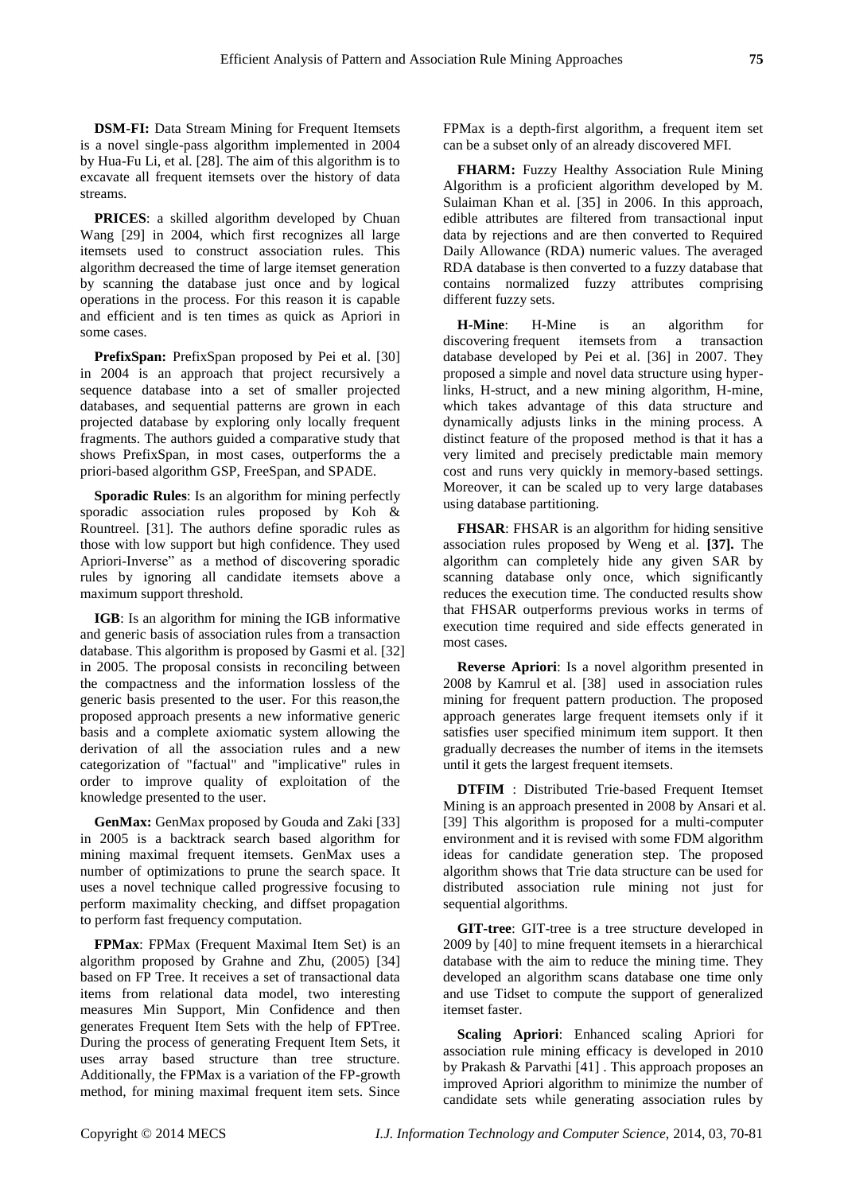**DSM-FI:** Data Stream Mining for Frequent Itemsets is a novel single-pass algorithm implemented in 2004 by Hua-Fu Li, et al. [28]. The aim of this algorithm is to excavate all frequent itemsets over the history of data streams.

**PRICES**: a skilled algorithm developed by Chuan Wang [29] in 2004, which first recognizes all large itemsets used to construct association rules. This algorithm decreased the time of large itemset generation by scanning the database just once and by logical operations in the process. For this reason it is capable and efficient and is ten times as quick as Apriori in some cases.

**PrefixSpan:** PrefixSpan proposed by Pei et al. [30] in 2004 is an approach that project recursively a sequence database into a set of smaller projected databases, and sequential patterns are grown in each projected database by exploring only locally frequent fragments. The authors guided a comparative study that shows PrefixSpan, in most cases, outperforms the a priori-based algorithm GSP, FreeSpan, and SPADE.

**Sporadic Rules**: Is an algorithm for mining perfectly sporadic association rules proposed by Koh & Rountreel. [31]. The authors define sporadic rules as those with low support but high confidence. They used Apriori-Inverse" as a method of discovering sporadic rules by ignoring all candidate itemsets above a maximum support threshold.

**IGB**: Is an algorithm for mining the IGB informative and generic basis of association rules from a transaction database. This algorithm is proposed by Gasmi et al. [32] in 2005. The proposal consists in reconciling between the compactness and the information lossless of the generic basis presented to the user. For this reason,the proposed approach presents a new informative generic basis and a complete axiomatic system allowing the derivation of all the association rules and a new categorization of "factual" and "implicative" rules in order to improve quality of exploitation of the knowledge presented to the user.

**GenMax:** GenMax proposed by Gouda and Zaki [33] in 2005 is a backtrack search based algorithm for mining maximal frequent itemsets. GenMax uses a number of optimizations to prune the search space. It uses a novel technique called progressive focusing to perform maximality checking, and diffset propagation to perform fast frequency computation.

**FPMax**: FPMax (Frequent Maximal Item Set) is an algorithm proposed by Grahne and Zhu, (2005) [34] based on FP Tree. It receives a set of transactional data items from relational data model, two interesting measures Min Support, Min Confidence and then generates Frequent Item Sets with the help of FPTree. During the process of generating Frequent Item Sets, it uses array based structure than tree structure. Additionally, the FPMax is a variation of the FP-growth method, for mining maximal frequent item sets. Since FPMax is a depth-first algorithm, a frequent item set can be a subset only of an already discovered MFI.

**FHARM:** Fuzzy Healthy Association Rule Mining Algorithm is a proficient algorithm developed by M. Sulaiman Khan et al. [35] in 2006. In this approach, edible attributes are filtered from transactional input data by rejections and are then converted to Required Daily Allowance (RDA) numeric values. The averaged RDA database is then converted to a fuzzy database that contains normalized fuzzy attributes comprising different fuzzy sets.

**H-Mine**: H-Mine is an algorithm for discovering frequent itemsets from a transaction database developed by Pei et al. [36] in 2007. They proposed a simple and novel data structure using hyper-links, H-struct, and a new mining algorithm, H-mine, which takes advantage of this data structure and dynamically adjusts links in the mining process. A distinct feature of the proposed method is that it has a very limited and precisely predictable main memory cost and runs very quickly in memory-based settings. Moreover, it can be scaled up to very large databases using database partitioning.

**FHSAR**: FHSAR is an algorithm for hiding sensitive association rules proposed by Weng et al. **[37].** The algorithm can completely hide any given SAR by scanning database only once, which significantly reduces the execution time. The conducted results show that FHSAR outperforms previous works in terms of execution time required and side effects generated in most cases.

**Reverse Apriori**: Is a novel algorithm presented in 2008 by Kamrul et al. [38] used in association rules mining for frequent pattern production. The proposed approach generates large frequent itemsets only if it satisfies user specified minimum item support. It then gradually decreases the number of items in the itemsets until it gets the largest frequent itemsets.

**DTFIM** : Distributed Trie-based Frequent Itemset Mining is an approach presented in 2008 by Ansari et al. [39] This algorithm is proposed for a multi-computer environment and it is revised with some FDM algorithm ideas for candidate generation step. The proposed algorithm shows that Trie data structure can be used for distributed association rule mining not just for sequential algorithms.

**GIT-tree**: GIT-tree is a tree structure developed in 2009 by [40] to mine frequent itemsets in a hierarchical database with the aim to reduce the mining time. They developed an algorithm scans database one time only and use Tidset to compute the support of generalized itemset faster.

**Scaling Apriori**: Enhanced scaling Apriori for association rule mining efficacy is developed in 2010 by Prakash & Parvathi [41] . This approach proposes an improved Apriori algorithm to minimize the number of candidate sets while generating association rules by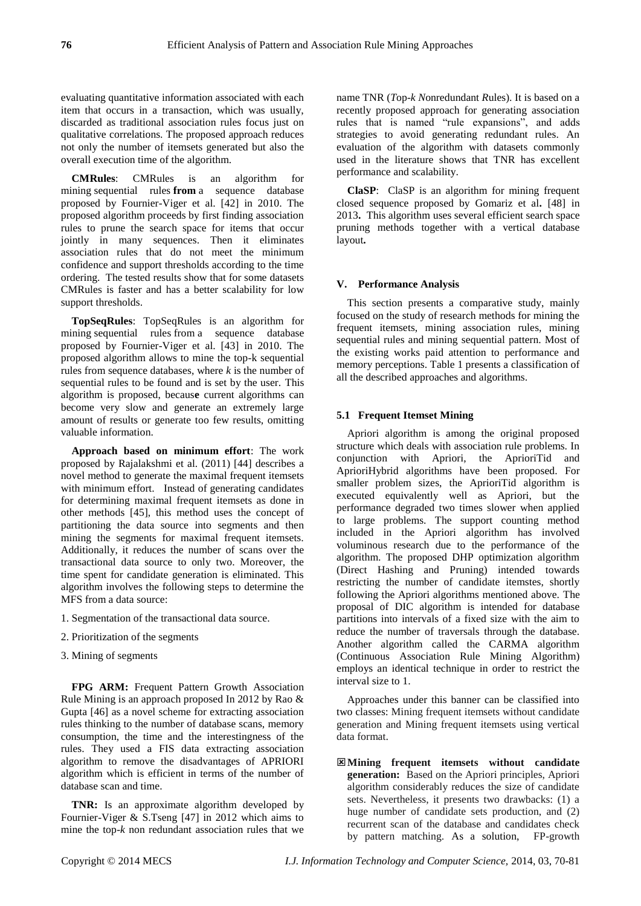evaluating quantitative information associated with each item that occurs in a transaction, which was usually, discarded as traditional association rules focus just on qualitative correlations. The proposed approach reduces not only the number of itemsets generated but also the overall execution time of the algorithm.

**CMRules**: CMRules is an algorithm for mining sequential rules **from** a sequence database proposed by Fournier-Viger et al. [42] in 2010. The proposed algorithm proceeds by first finding association rules to prune the search space for items that occur jointly in many sequences. Then it eliminates association rules that do not meet the minimum confidence and support thresholds according to the time ordering. The tested results show that for some datasets CMRules is faster and has a better scalability for low support thresholds.

**TopSeqRules**: TopSeqRules is an algorithm for mining sequential rules from a sequence database proposed by Fournier-Viger et al. [43] in 2010. The proposed algorithm allows to mine the top-k sequential rules from sequence databases, where *k* is the number of sequential rules to be found and is set by the user. This algorithm is proposed, becaus**e** current algorithms can become very slow and generate an extremely large amount of results or generate too few results, omitting valuable information.

**Approach based on minimum effort**: The work proposed by Rajalakshmi et al. (2011) [44] describes a novel method to generate the maximal frequent itemsets with minimum effort. Instead of generating candidates for determining maximal frequent itemsets as done in other methods [45], this method uses the concept of partitioning the data source into segments and then mining the segments for maximal frequent itemsets. Additionally, it reduces the number of scans over the transactional data source to only two. Moreover, the time spent for candidate generation is eliminated. This algorithm involves the following steps to determine the MFS from a data source:

1. Segmentation of the transactional data source.
2. Prioritization of the segments
3. Mining of segments

**FPG ARM:** Frequent Pattern Growth Association Rule Mining is an approach proposed In 2012 by Rao & Gupta [46] as a novel scheme for extracting association rules thinking to the number of database scans, memory consumption, the time and the interestingness of the rules. They used a FIS data extracting association algorithm to remove the disadvantages of APRIORI algorithm which is efficient in terms of the number of database scan and time.

**TNR:** Is an approximate algorithm developed by Fournier-Viger & S.Tseng [47] in 2012 which aims to mine the top-*k* non redundant association rules that we name TNR (*T*op-*k N*onredundant *R*ules). It is based on a recently proposed approach for generating association rules that is named "rule expansions", and adds strategies to avoid generating redundant rules. An evaluation of the algorithm with datasets commonly used in the literature shows that TNR has excellent performance and scalability.

**ClaSP**: ClaSP is an algorithm for mining frequent closed sequence proposed by Gomariz et al**.** [48] in 2013**.** This algorithm uses several efficient search space pruning methods together with a vertical database layout**.**

## V. Performance Analysis

This section presents a comparative study, mainly focused on the study of research methods for mining the frequent itemsets, mining association rules, mining sequential rules and mining sequential pattern. Most of the existing works paid attention to performance and memory perceptions. Table 1 presents a classification of all the described approaches and algorithms.

### 5.1 Frequent Itemset Mining

Apriori algorithm is among the original proposed structure which deals with association rule problems. In conjunction with Apriori, the AprioriTid and AprioriHybrid algorithms have been proposed. For smaller problem sizes, the AprioriTid algorithm is executed equivalently well as Apriori, but the performance degraded two times slower when applied to large problems. The support counting method included in the Apriori algorithm has involved voluminous research due to the performance of the algorithm. The proposed DHP optimization algorithm (Direct Hashing and Pruning) intended towards restricting the number of candidate itemstes, shortly following the Apriori algorithms mentioned above. The proposal of DIC algorithm is intended for database partitions into intervals of a fixed size with the aim to reduce the number of traversals through the database. Another algorithm called the CARMA algorithm (Continuous Association Rule Mining Algorithm) employs an identical technique in order to restrict the interval size to 1.

Approaches under this banner can be classified into two classes: Mining frequent itemsets without candidate generation and Mining frequent itemsets using vertical data format.

- ☒ **Mining frequent itemsets without candidate generation:** Based on the Apriori principles, Apriori algorithm considerably reduces the size of candidate sets. Nevertheless, it presents two drawbacks: (1) a huge number of candidate sets production, and (2) recurrent scan of the database and candidates check by pattern matching. As a solution, FP-growth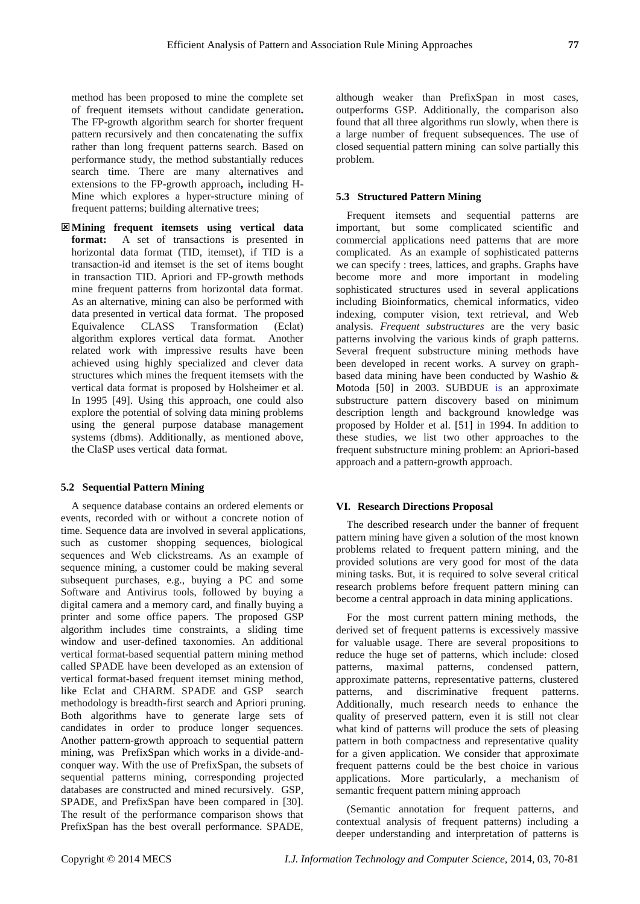method has been proposed to mine the complete set of frequent itemsets without candidate generation**.** The FP-growth algorithm search for shorter frequent pattern recursively and then concatenating the suffix rather than long frequent patterns search. Based on performance study, the method substantially reduces search time. There are many alternatives and extensions to the FP-growth approach**,** including H-Mine which explores a hyper-structure mining of frequent patterns; building alternative trees;

- **Mining frequent itemsets using vertical data format:** A set of transactions is presented in horizontal data format (TID, itemset), if TID is a transaction-id and itemset is the set of items bought in transaction TID. Apriori and FP-growth methods mine frequent patterns from horizontal data format. As an alternative, mining can also be performed with data presented in vertical data format. The proposed Equivalence CLASS Transformation (Eclat) algorithm explores vertical data format. Another related work with impressive results have been achieved using highly specialized and clever data structures which mines the frequent itemsets with the vertical data format is proposed by Holsheimer et al. In 1995 [49]. Using this approach, one could also explore the potential of solving data mining problems using the general purpose database management systems (dbms). Additionally, as mentioned above, the ClaSP uses vertical data format.

### 5.2 Sequential Pattern Mining

A sequence database contains an ordered elements or events, recorded with or without a concrete notion of time. Sequence data are involved in several applications, such as customer shopping sequences, biological sequences and Web clickstreams. As an example of sequence mining, a customer could be making several subsequent purchases, e.g., buying a PC and some Software and Antivirus tools, followed by buying a digital camera and a memory card, and finally buying a printer and some office papers. The proposed GSP algorithm includes time constraints, a sliding time window and user-defined taxonomies. An additional vertical format-based sequential pattern mining method called SPADE have been developed as an extension of vertical format-based frequent itemset mining method, like Eclat and CHARM. SPADE and GSP search methodology is breadth-first search and Apriori pruning. Both algorithms have to generate large sets of candidates in order to produce longer sequences. Another pattern-growth approach to sequential pattern mining, was PrefixSpan which works in a divide-and-conquer way. With the use of PrefixSpan, the subsets of sequential patterns mining, corresponding projected databases are constructed and mined recursively. GSP, SPADE, and PrefixSpan have been compared in [30]. The result of the performance comparison shows that PrefixSpan has the best overall performance. SPADE, although weaker than PrefixSpan in most cases, outperforms GSP. Additionally, the comparison also found that all three algorithms run slowly, when there is a large number of frequent subsequences. The use of closed sequential pattern mining can solve partially this problem.

### 5.3 Structured Pattern Mining

Frequent itemsets and sequential patterns are important, but some complicated scientific and commercial applications need patterns that are more complicated. As an example of sophisticated patterns we can specify : trees, lattices, and graphs. Graphs have become more and more important in modeling sophisticated structures used in several applications including Bioinformatics, chemical informatics, video indexing, computer vision, text retrieval, and Web analysis. *Frequent substructures* are the very basic patterns involving the various kinds of graph patterns. Several frequent substructure mining methods have been developed in recent works. A survey on graph-based data mining have been conducted by Washio & Motoda [50] in 2003. SUBDUE is an approximate substructure pattern discovery based on minimum description length and background knowledge was proposed by Holder et al. [51] in 1994. In addition to these studies, we list two other approaches to the frequent substructure mining problem: an Apriori-based approach and a pattern-growth approach.

## VI. Research Directions Proposal

The described research under the banner of frequent pattern mining have given a solution of the most known problems related to frequent pattern mining, and the provided solutions are very good for most of the data mining tasks. But, it is required to solve several critical research problems before frequent pattern mining can become a central approach in data mining applications.

For the most current pattern mining methods, the derived set of frequent patterns is excessively massive for valuable usage. There are several propositions to reduce the huge set of patterns, which include: closed patterns, maximal patterns, condensed pattern, approximate patterns, representative patterns, clustered patterns, and discriminative frequent patterns. Additionally, much research needs to enhance the quality of preserved pattern, even it is still not clear what kind of patterns will produce the sets of pleasing pattern in both compactness and representative quality for a given application. We consider that approximate frequent patterns could be the best choice in various applications. More particularly, a mechanism of semantic frequent pattern mining approach

(Semantic annotation for frequent patterns, and contextual analysis of frequent patterns) including a deeper understanding and interpretation of patterns is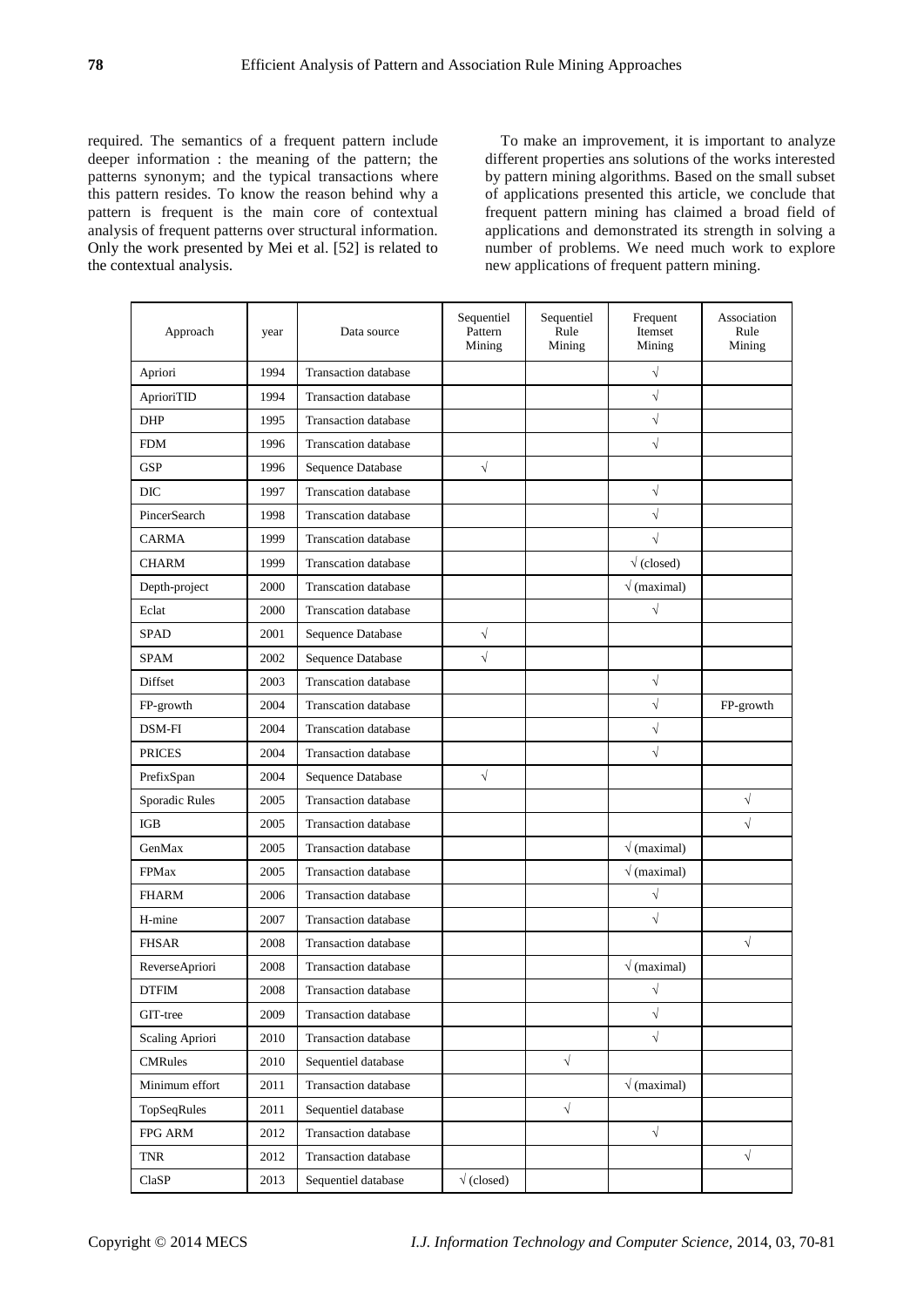required. The semantics of a frequent pattern include deeper information : the meaning of the pattern; the patterns synonym; and the typical transactions where this pattern resides. To know the reason behind why a pattern is frequent is the main core of contextual analysis of frequent patterns over structural information. Only the work presented by Mei et al. [52] is related to the contextual analysis.

To make an improvement, it is important to analyze different properties ans solutions of the works interested by pattern mining algorithms. Based on the small subset of applications presented this article, we conclude that frequent pattern mining has claimed a broad field of applications and demonstrated its strength in solving a number of problems. We need much work to explore new applications of frequent pattern mining.

| Approach | year | Data source | Sequentiel Pattern Mining | Sequentiel Rule Mining | Frequent Itemset Mining | Association Rule Mining |
|---|---|---|---|---|---|---|
| Apriori | 1994 | Transaction database | | | √ | |
| AprioriTID | 1994 | Transaction database | | | √ | |
| DHP | 1995 | Transaction database | | | √ | |
| FDM | 1996 | Transcation database | | | √ | |
| GSP | 1996 | Sequence Database | √ | | | |
| DIC | 1997 | Transaction database | | | √ | |
| PincerSearch | 1998 | Transaction database | | | √ | |
| CARMA | 1999 | Transaction database | | | √ | |
| CHARM | 1999 | Transaction database | | | √ (closed) | |
| Depth-project | 2000 | Transaction database | | | √ (maximal) | |
| Eclat | 2000 | Transaction database | | | √ | |
| SPAD | 2001 | Sequence Database | √ | | | |
| SPAM | 2002 | Sequence Database | √ | | | |
| Diffset | 2003 | Transaction database | | | √ | |
| FP-growth | 2004 | Transaction database | | | √ | FP-growth |
| DSM-FI | 2004 | Transaction database | | | √ | |
| PRICES | 2004 | Transaction database | | | √ | |
| PrefixSpan | 2004 | Sequence Database | √ | | | |
| Sporadic Rules | 2005 | Transaction database | | | | √ |
| IGB | 2005 | Transaction database | | | | √ |
| GenMax | 2005 | Transaction database | | | √ (maximal) | |
| FPMax | 2005 | Transaction database | | | √ (maximal) | |
| FHARM | 2006 | Transaction database | | | √ | |
| H-mine | 2007 | Transaction database | | | √ | |
| FHSAR | 2008 | Transaction database | | | | √ |
| ReverseApriori | 2008 | Transaction database | | | √ (maximal) | |
| DTFIM | 2008 | Transaction database | | | √ | |
| GIT-tree | 2009 | Transaction database | | | √ | |
| Scaling Apriori | 2010 | Transaction database | | | √ | |
| CMRules | 2010 | Sequentiel database | | √ | | |
| Minimum effort | 2011 | Transaction database | | | √ (maximal) | |
| TopSeqRules | 2011 | Sequentiel database | | √ | | |
| FPG ARM | 2012 | Transaction database | | | √ | |
| TNR | 2012 | Transaction database | | | | √ |
| ClaSP | 2013 | Sequentiel database | √ (closed) | | | |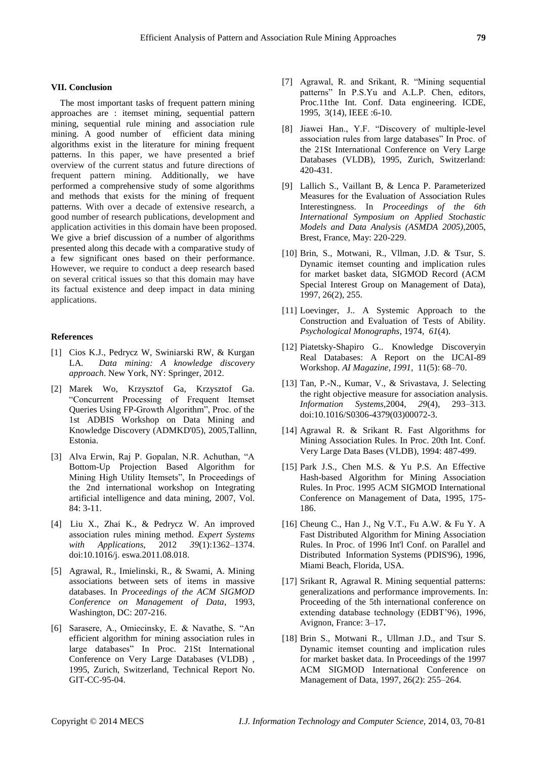### VII. Conclusion

The most important tasks of frequent pattern mining approaches are : itemset mining, sequential pattern mining, sequential rule mining and association rule mining. A good number of efficient data mining algorithms exist in the literature for mining frequent patterns. In this paper, we have presented a brief overview of the current status and future directions of frequent pattern mining. Additionally, we have performed a comprehensive study of some algorithms and methods that exists for the mining of frequent patterns. With over a decade of extensive research, a good number of research publications, development and application activities in this domain have been proposed. We give a brief discussion of a number of algorithms presented along this decade with a comparative study of a few significant ones based on their performance. However, we require to conduct a deep research based on several critical issues so that this domain may have its factual existence and deep impact in data mining applications.

### References

[1] Cios K.J., Pedrycz W, Swiniarski RW, & Kurgan LA. *Data mining: A knowledge discovery approach*. New York, NY: Springer, 2012.

[2] Marek Wo, Krzysztof Ga, Krzysztof Ga. "Concurrent Processing of Frequent Itemset Queries Using FP-Growth Algorithm", Proc. of the 1st ADBIS Workshop on Data Mining and Knowledge Discovery (ADMKD'05), 2005,Tallinn, Estonia.

[3] Alva Erwin, Raj P. Gopalan, N.R. Achuthan, "A Bottom-Up Projection Based Algorithm for Mining High Utility Itemsets", In Proceedings of the 2nd international workshop on Integrating artificial intelligence and data mining, 2007, Vol. 84: 3-11.

[4] Liu X., Zhai K., & Pedrycz W. An improved association rules mining method. *Expert Systems with Applications*, 2012 *39*(1):1362–1374. doi:10.1016/j. eswa.2011.08.018.

[5] Agrawal, R., Imielinski, R., & Swami, A. Mining associations between sets of items in massive databases. In *Proceedings of the ACM SIGMOD Conference on Management of Data*, 1993, Washington, DC: 207-216.

[6] Sarasere, A., Omiecinsky, E. & Navathe, S. "An efficient algorithm for mining association rules in large databases" In Proc. 21St International Conference on Very Large Databases (VLDB) , 1995, Zurich, Switzerland, Technical Report No. GIT-CC-95-04.

[7] Agrawal, R. and Srikant, R. "Mining sequential patterns" In P.S.Yu and A.L.P. Chen, editors, Proc.11the Int. Conf. Data engineering. ICDE, 1995, 3(14), IEEE :6-10.

[8] Jiawei Han., Y.F. "Discovery of multiple-level association rules from large databases" In Proc. of the 21St International Conference on Very Large Databases (VLDB), 1995, Zurich, Switzerland: 420-431.

[9] Lallich S., Vaillant B, & Lenca P. Parameterized Measures for the Evaluation of Association Rules Interestingness. In *Proceedings of the 6th International Symposium on Applied Stochastic Models and Data Analysis (ASMDA 2005)*,2005, Brest, France, May: 220-229.

[10] Brin, S., Motwani, R., Vllman, J.D. & Tsur, S. Dynamic itemset counting and implication rules for market basket data, SIGMOD Record (ACM Special Interest Group on Management of Data), 1997, 26(2), 255.

[11] Loevinger, J.. A Systemic Approach to the Construction and Evaluation of Tests of Ability. *Psychological Monographs*, 1974, *61*(4).

[12] Piatetsky-Shapiro G.. Knowledge Discoveryin Real Databases: A Report on the IJCAI-89 Workshop. *AI Magazine, 1991*, 11(5): 68–70.

[13] Tan, P.-N., Kumar, V., & Srivastava, J. Selecting the right objective measure for association analysis. *Information Systems*,2004, *29*(4), 293–313. doi:10.1016/S0306-4379(03)00072-3.

[14] Agrawal R. & Srikant R. Fast Algorithms for Mining Association Rules. In Proc. 20th Int. Conf. Very Large Data Bases (VLDB), 1994: 487-499.

[15] Park J.S., Chen M.S. & Yu P.S. An Effective Hash-based Algorithm for Mining Association Rules. In Proc. 1995 ACM SIGMOD International Conference on Management of Data, 1995, 175-186.

[16] Cheung C., Han J., Ng V.T., Fu A.W. & Fu Y. A Fast Distributed Algorithm for Mining Association Rules. In Proc. of 1996 Int'l Conf. on Parallel and Distributed Information Systems (PDIS'96), 1996, Miami Beach, Florida, USA.

[17] Srikant R, Agrawal R. Mining sequential patterns: generalizations and performance improvements. In: Proceeding of the 5th international conference on extending database technology (EDBT'96), 1996, Avignon, France: 3–17**.**

[18] Brin S., Motwani R., Ullman J.D., and Tsur S. Dynamic itemset counting and implication rules for market basket data. In Proceedings of the 1997 ACM SIGMOD International Conference on Management of Data, 1997, 26(2): 255–264.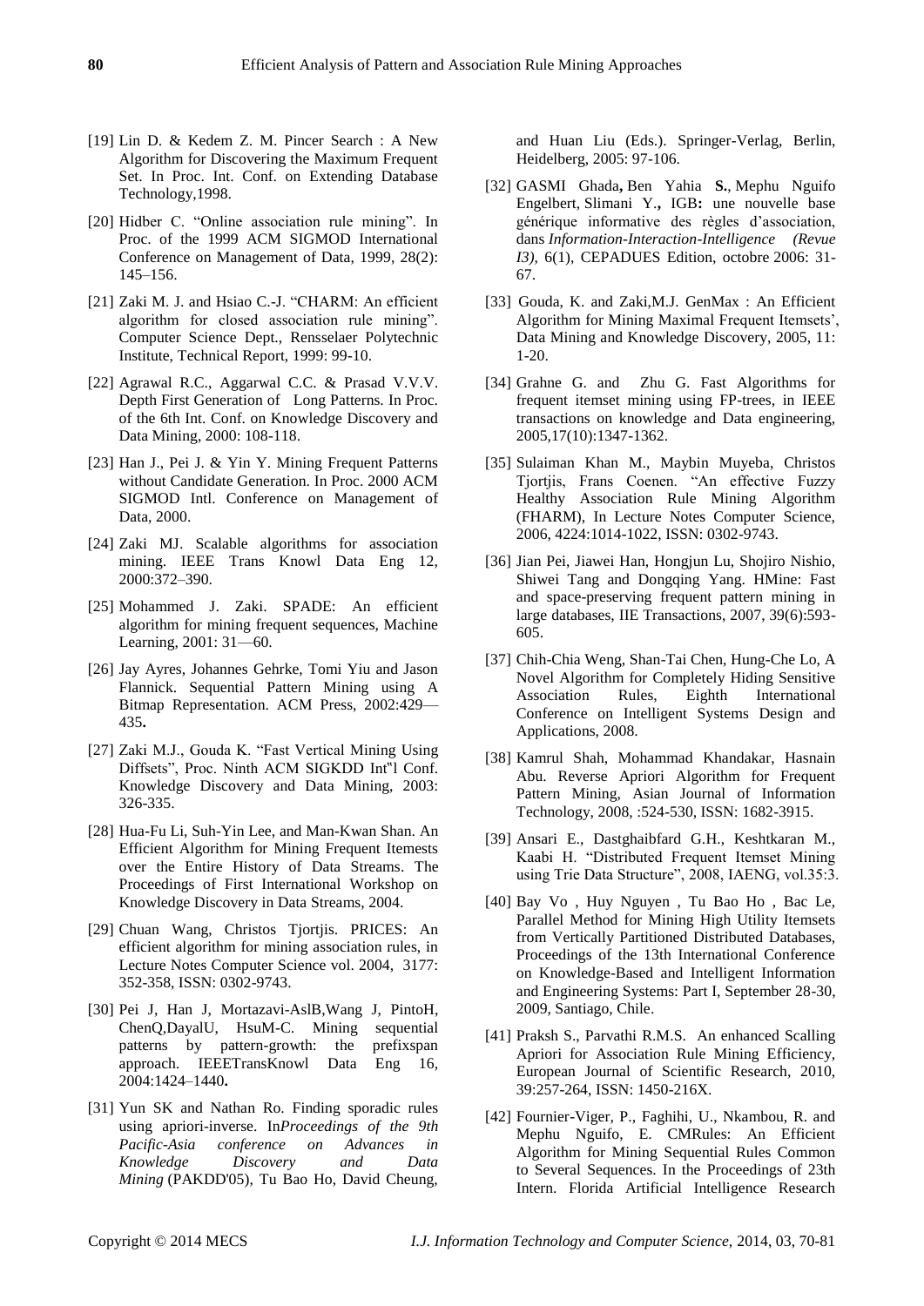[19] Lin D. & Kedem Z. M. Pincer Search : A New Algorithm for Discovering the Maximum Frequent Set. In Proc. Int. Conf. on Extending Database Technology,1998.

[20] Hidber C. "Online association rule mining". In Proc. of the 1999 ACM SIGMOD International Conference on Management of Data, 1999, 28(2): 145–156.

[21] Zaki M. J. and Hsiao C.-J. "CHARM: An efficient algorithm for closed association rule mining". Computer Science Dept., Rensselaer Polytechnic Institute, Technical Report, 1999: 99-10.

[22] Agrawal R.C., Aggarwal C.C. & Prasad V.V.V. Depth First Generation of Long Patterns. In Proc. of the 6th Int. Conf. on Knowledge Discovery and Data Mining, 2000: 108-118.

[23] Han J., Pei J. & Yin Y. Mining Frequent Patterns without Candidate Generation. In Proc. 2000 ACM SIGMOD Intl. Conference on Management of Data, 2000.

[24] Zaki MJ. Scalable algorithms for association mining. IEEE Trans Knowl Data Eng 12, 2000:372–390.

[25] Mohammed J. Zaki. SPADE: An efficient algorithm for mining frequent sequences, Machine Learning, 2001: 31—60.

[26] Jay Ayres, Johannes Gehrke, Tomi Yiu and Jason Flannick. Sequential Pattern Mining using A Bitmap Representation. ACM Press, 2002:429—435**.**

[27] Zaki M.J., Gouda K. "Fast Vertical Mining Using Diffsets", Proc. Ninth ACM SIGKDD Int‟l Conf. Knowledge Discovery and Data Mining, 2003: 326-335.

[28] Hua-Fu Li, Suh-Yin Lee, and Man-Kwan Shan. An Efficient Algorithm for Mining Frequent Itemests over the Entire History of Data Streams. The Proceedings of First International Workshop on Knowledge Discovery in Data Streams, 2004.

[29] Chuan Wang, Christos Tjortjis. PRICES: An efficient algorithm for mining association rules, in Lecture Notes Computer Science vol. 2004, 3177: 352-358, ISSN: 0302-9743.

[30] Pei J, Han J, Mortazavi-AslB,Wang J, PintoH, ChenQ,DayalU, HsuM-C. Mining sequential patterns by pattern-growth: the prefixspan approach. IEEETransKnowl Data Eng 16, 2004:1424–1440**.**

[31] Yun SK and Nathan Ro. Finding sporadic rules using apriori-inverse. In*Proceedings of the 9th Pacific-Asia conference on Advances in Knowledge Discovery and Data Mining* (PAKDD'05), Tu Bao Ho, David Cheung, and Huan Liu (Eds.). Springer-Verlag, Berlin, Heidelberg, 2005: 97-106.

[32] GASMI Ghada**,** Ben Yahia **S.**, Mephu Nguifo Engelbert, Slimani Y.**,** IGB**:** une nouvelle base générique informative des règles d'association, dans *Information-Interaction-Intelligence (Revue I3),* 6(1), CEPADUES Edition, octobre 2006: 31-67.

[33] Gouda, K. and Zaki,M.J. GenMax : An Efficient Algorithm for Mining Maximal Frequent Itemsets', Data Mining and Knowledge Discovery, 2005, 11: 1-20.

[34] Grahne G. and Zhu G. Fast Algorithms for frequent itemset mining using FP-trees, in IEEE transactions on knowledge and Data engineering, 2005,17(10):1347-1362.

[35] Sulaiman Khan M., Maybin Muyeba, Christos Tjortjis, Frans Coenen. "An effective Fuzzy Healthy Association Rule Mining Algorithm (FHARM), In Lecture Notes Computer Science, 2006, 4224:1014-1022, ISSN: 0302-9743.

[36] Jian Pei, Jiawei Han, Hongjun Lu, Shojiro Nishio, Shiwei Tang and Dongqing Yang. HMine: Fast and space-preserving frequent pattern mining in large databases, IIE Transactions, 2007, 39(6):593-605.

[37] Chih-Chia Weng, Shan-Tai Chen, Hung-Che Lo, A Novel Algorithm for Completely Hiding Sensitive Association Rules, Eighth International Conference on Intelligent Systems Design and Applications, 2008.

[38] Kamrul Shah, Mohammad Khandakar, Hasnain Abu. Reverse Apriori Algorithm for Frequent Pattern Mining, Asian Journal of Information Technology, 2008, :524-530, ISSN: 1682-3915.

[39] Ansari E., Dastghaibfard G.H., Keshtkaran M., Kaabi H. "Distributed Frequent Itemset Mining using Trie Data Structure", 2008, IAENG, vol.35:3.

[40] Bay Vo , Huy Nguyen , Tu Bao Ho , Bac Le, Parallel Method for Mining High Utility Itemsets from Vertically Partitioned Distributed Databases, Proceedings of the 13th International Conference on Knowledge-Based and Intelligent Information and Engineering Systems: Part I, September 28-30, 2009, Santiago, Chile.

[41] Praksh S., Parvathi R.M.S. An enhanced Scalling Apriori for Association Rule Mining Efficiency, European Journal of Scientific Research, 2010, 39:257-264, ISSN: 1450-216X.

[42] Fournier-Viger, P., Faghihi, U., Nkambou, R. and Mephu Nguifo, E. CMRules: An Efficient Algorithm for Mining Sequential Rules Common to Several Sequences. In the Proceedings of 23th Intern. Florida Artificial Intelligence Research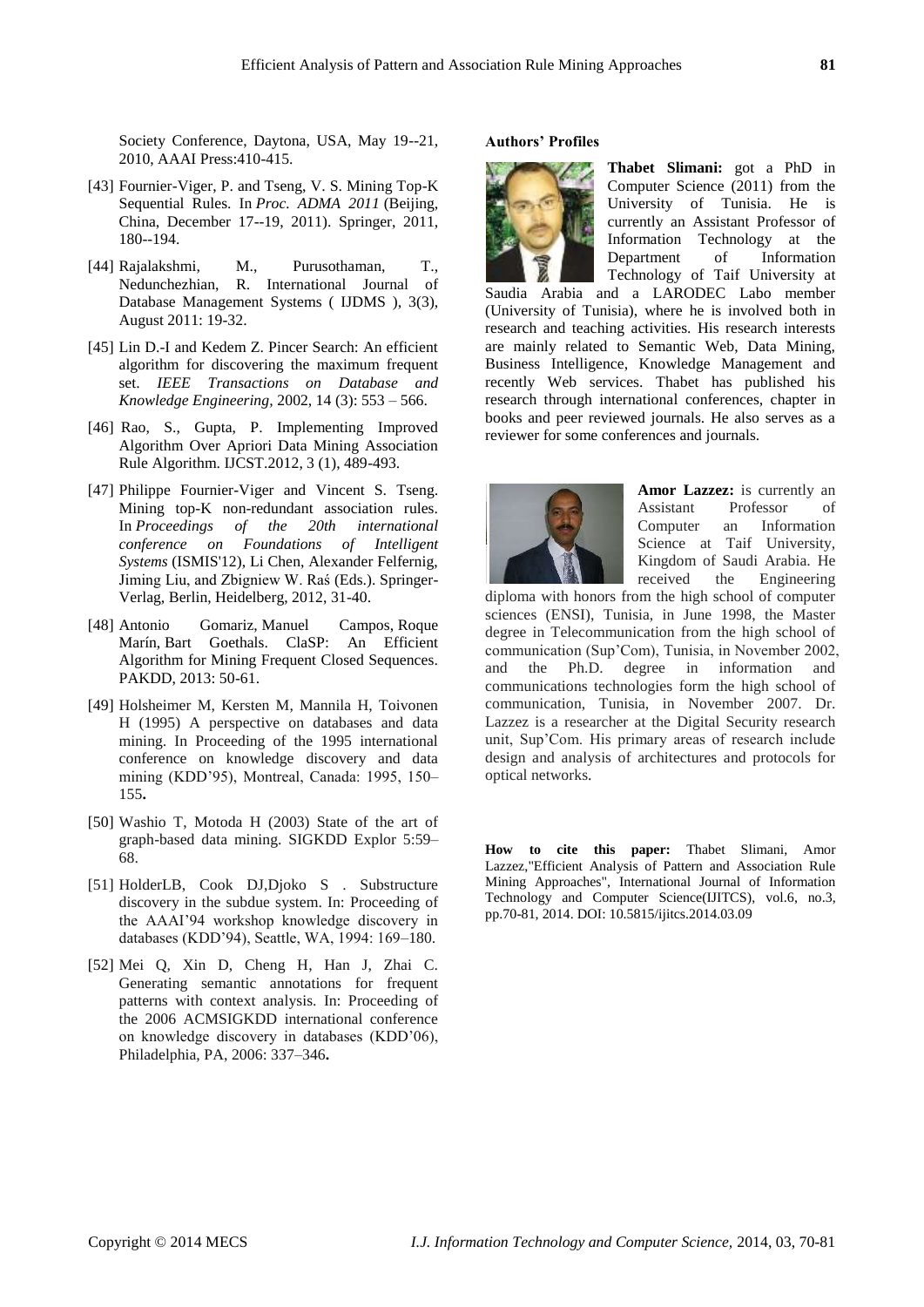Society Conference, Daytona, USA, May 19--21, 2010, AAAI Press:410-415.

[43] Fournier-Viger, P. and Tseng, V. S. Mining Top-K Sequential Rules. In *Proc. ADMA 2011* (Beijing, China, December 17--19, 2011). Springer, 2011, 180--194.

[44] Rajalakshmi, M., Purusothaman, T., Nedunchezhian, R. International Journal of Database Management Systems ( IJDMS ), 3(3), August 2011: 19-32.

[45] Lin D.-I and Kedem Z. Pincer Search: An efficient algorithm for discovering the maximum frequent set. *IEEE Transactions on Database and Knowledge Engineering*, 2002, 14 (3): 553 – 566.

[46] Rao, S., Gupta, P. Implementing Improved Algorithm Over Apriori Data Mining Association Rule Algorithm. IJCST.2012, 3 (1), 489-493.

[47] Philippe Fournier-Viger and Vincent S. Tseng. Mining top-K non-redundant association rules. In *Proceedings of the 20th international conference on Foundations of Intelligent Systems* (ISMIS'12), Li Chen, Alexander Felfernig, Jiming Liu, and Zbigniew W. Raś (Eds.). Springer-Verlag, Berlin, Heidelberg, 2012, 31-40.

[48] Antonio Gomariz, Manuel Campos, Roque Marín, Bart Goethals. ClaSP: An Efficient Algorithm for Mining Frequent Closed Sequences. PAKDD, 2013: 50-61.

[49] Holsheimer M, Kersten M, Mannila H, Toivonen H (1995) A perspective on databases and data mining. In Proceeding of the 1995 international conference on knowledge discovery and data mining (KDD'95), Montreal, Canada: 1995, 150–155**.**

[50] Washio T, Motoda H (2003) State of the art of graph-based data mining. SIGKDD Explor 5:59–68.

[51] HolderLB, Cook DJ,Djoko S . Substructure discovery in the subdue system. In: Proceeding of the AAAI'94 workshop knowledge discovery in databases (KDD'94), Seattle, WA, 1994: 169–180.

[52] Mei Q, Xin D, Cheng H, Han J, Zhai C. Generating semantic annotations for frequent patterns with context analysis. In: Proceeding of the 2006 ACMSIGKDD international conference on knowledge discovery in databases (KDD'06), Philadelphia, PA, 2006: 337–346**.**

**Authors' Profiles**

**Thabet Slimani:** got a PhD in Computer Science (2011) from the University of Tunisia. He is currently an Assistant Professor of Information Technology at the Department of Information Technology of Taif University at Saudia Arabia and a LARODEC Labo member (University of Tunisia), where he is involved both in research and teaching activities. His research interests are mainly related to Semantic Web, Data Mining, Business Intelligence, Knowledge Management and recently Web services. Thabet has published his research through international conferences, chapter in books and peer reviewed journals. He also serves as a reviewer for some conferences and journals.

**Amor Lazzez:** is currently an Assistant Professor of Computer an Information Science at Taif University, Kingdom of Saudi Arabia. He received the Engineering diploma with honors from the high school of computer sciences (ENSI), Tunisia, in June 1998, the Master degree in Telecommunication from the high school of communication (Sup'Com), Tunisia, in November 2002, and the Ph.D. degree in information and communications technologies form the high school of communication, Tunisia, in November 2007. Dr. Lazzez is a researcher at the Digital Security research unit, Sup'Com. His primary areas of research include design and analysis of architectures and protocols for optical networks.

**How to cite this paper:** Thabet Slimani, Amor Lazzez,"Efficient Analysis of Pattern and Association Rule Mining Approaches", International Journal of Information Technology and Computer Science(IJITCS), vol.6, no.3, pp.70-81, 2014. DOI: 10.5815/ijitcs.2014.03.09